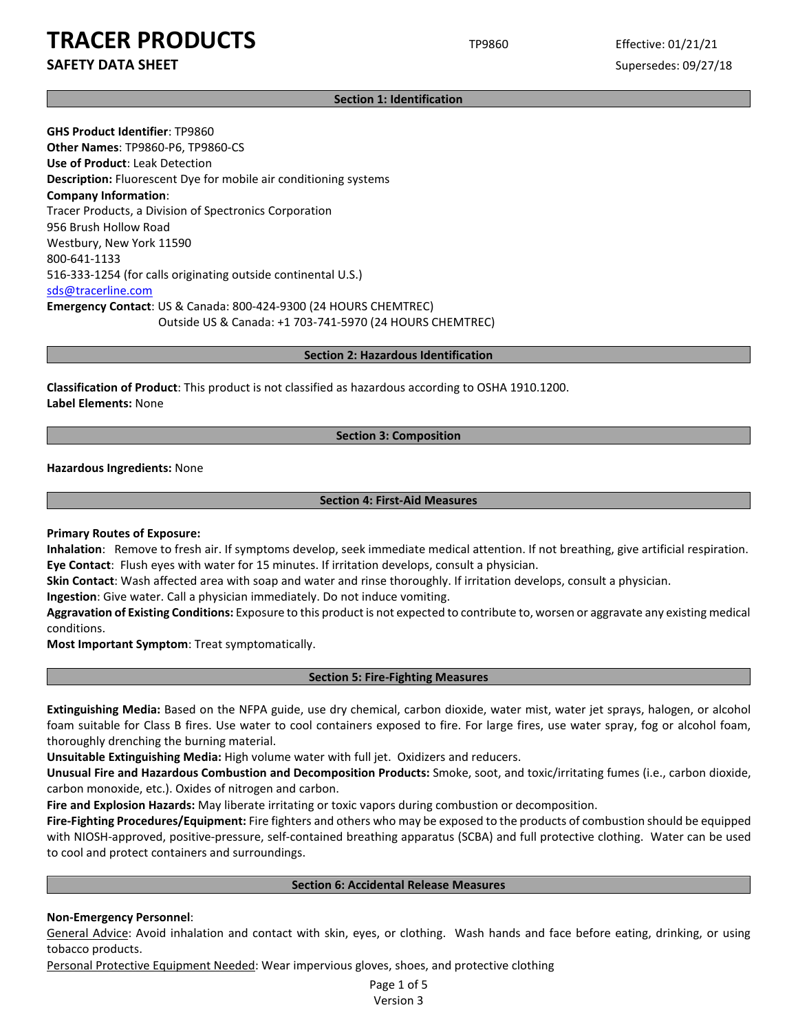# TRACER PRODUCTS

**SAFETY DATA SHEET**

TP9860

Effective: 01/21/21

Supersedes: 09/27/18

## Section 1: Identification

**GHS Product Identifier**: TP9860
**Other Names**: TP9860-P6, TP9860-CS
**Use of Product**: Leak Detection
**Description:** Fluorescent Dye for mobile air conditioning systems
**Company Information**:
Tracer Products, a Division of Spectronics Corporation
956 Brush Hollow Road
Westbury, New York 11590
800-641-1133
516-333-1254 (for calls originating outside continental U.S.)
sds@tracerline.com
**Emergency Contact**: US & Canada: 800-424-9300 (24 HOURS CHEMTREC)
Outside US & Canada: +1 703-741-5970 (24 HOURS CHEMTREC)

## Section 2: Hazardous Identification

**Classification of Product**: This product is not classified as hazardous according to OSHA 1910.1200.
**Label Elements:** None

## Section 3: Composition

**Hazardous Ingredients:** None

## Section 4: First-Aid Measures

**Primary Routes of Exposure:**
**Inhalation**: Remove to fresh air. If symptoms develop, seek immediate medical attention. If not breathing, give artificial respiration.
**Eye Contact**: Flush eyes with water for 15 minutes. If irritation develops, consult a physician.
**Skin Contact**: Wash affected area with soap and water and rinse thoroughly. If irritation develops, consult a physician.
**Ingestion**: Give water. Call a physician immediately. Do not induce vomiting.
**Aggravation of Existing Conditions:** Exposure to this product is not expected to contribute to, worsen or aggravate any existing medical conditions.
**Most Important Symptom**: Treat symptomatically.

## Section 5: Fire-Fighting Measures

**Extinguishing Media:** Based on the NFPA guide, use dry chemical, carbon dioxide, water mist, water jet sprays, halogen, or alcohol foam suitable for Class B fires. Use water to cool containers exposed to fire. For large fires, use water spray, fog or alcohol foam, thoroughly drenching the burning material.
**Unsuitable Extinguishing Media:** High volume water with full jet. Oxidizers and reducers.
**Unusual Fire and Hazardous Combustion and Decomposition Products:** Smoke, soot, and toxic/irritating fumes (i.e., carbon dioxide, carbon monoxide, etc.). Oxides of nitrogen and carbon.
**Fire and Explosion Hazards:** May liberate irritating or toxic vapors during combustion or decomposition.
**Fire-Fighting Procedures/Equipment:** Fire fighters and others who may be exposed to the products of combustion should be equipped with NIOSH-approved, positive-pressure, self-contained breathing apparatus (SCBA) and full protective clothing. Water can be used to cool and protect containers and surroundings.

## Section 6: Accidental Release Measures

**Non-Emergency Personnel**:
General Advice: Avoid inhalation and contact with skin, eyes, or clothing. Wash hands and face before eating, drinking, or using tobacco products.
Personal Protective Equipment Needed: Wear impervious gloves, shoes, and protective clothing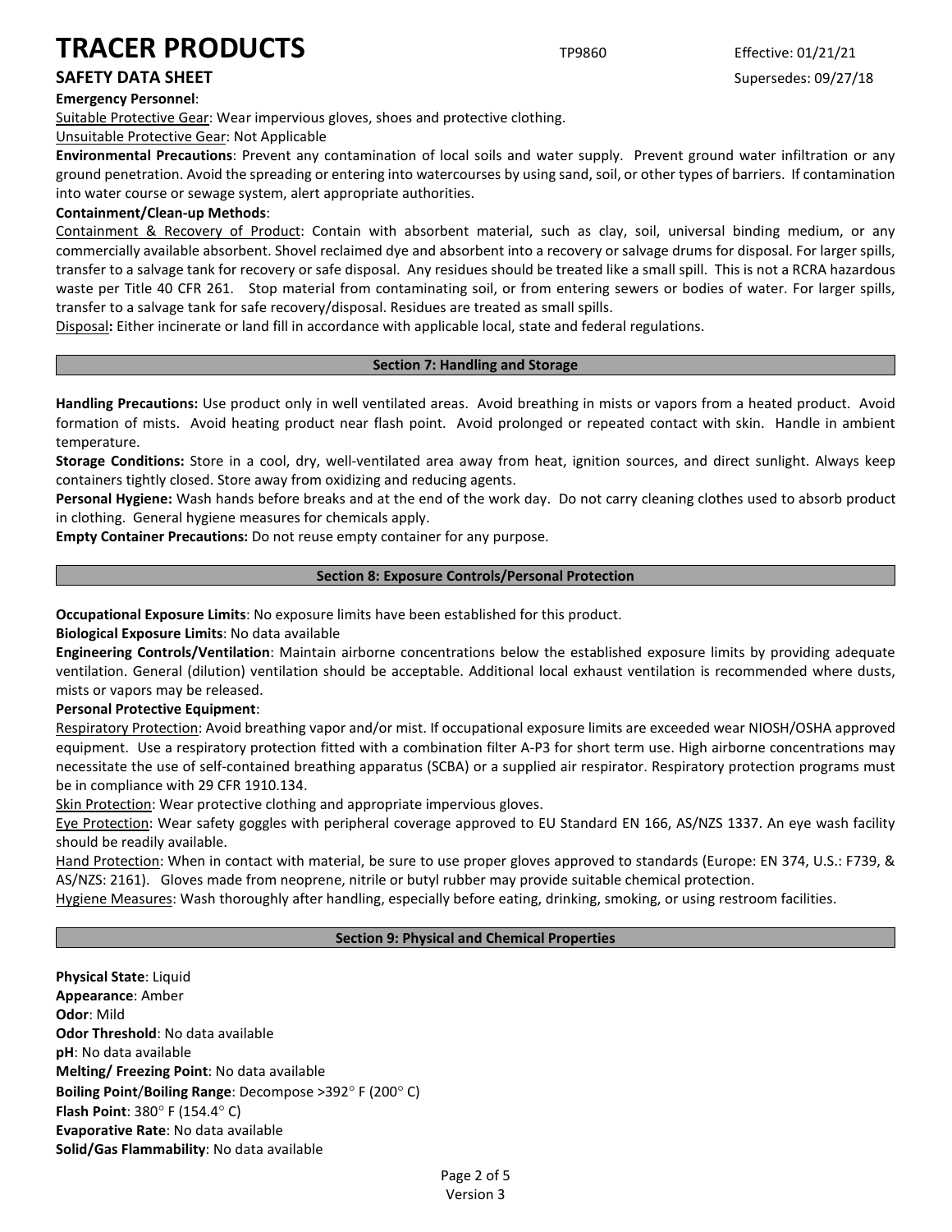**Emergency Personnel**:

Suitable Protective Gear: Wear impervious gloves, shoes and protective clothing.

Unsuitable Protective Gear: Not Applicable

**Environmental Precautions**: Prevent any contamination of local soils and water supply. Prevent ground water infiltration or any ground penetration. Avoid the spreading or entering into watercourses by using sand, soil, or other types of barriers. If contamination into water course or sewage system, alert appropriate authorities.

**Containment/Clean-up Methods**:

Containment & Recovery of Product: Contain with absorbent material, such as clay, soil, universal binding medium, or any commercially available absorbent. Shovel reclaimed dye and absorbent into a recovery or salvage drums for disposal. For larger spills, transfer to a salvage tank for recovery or safe disposal. Any residues should be treated like a small spill. This is not a RCRA hazardous waste per Title 40 CFR 261. Stop material from contaminating soil, or from entering sewers or bodies of water. For larger spills, transfer to a salvage tank for safe recovery/disposal. Residues are treated as small spills.

Disposal**:** Either incinerate or land fill in accordance with applicable local, state and federal regulations.

## Section 7: Handling and Storage

**Handling Precautions:** Use product only in well ventilated areas. Avoid breathing in mists or vapors from a heated product. Avoid formation of mists. Avoid heating product near flash point. Avoid prolonged or repeated contact with skin. Handle in ambient temperature.

**Storage Conditions:** Store in a cool, dry, well-ventilated area away from heat, ignition sources, and direct sunlight. Always keep containers tightly closed. Store away from oxidizing and reducing agents.

**Personal Hygiene:** Wash hands before breaks and at the end of the work day. Do not carry cleaning clothes used to absorb product in clothing. General hygiene measures for chemicals apply.

**Empty Container Precautions:** Do not reuse empty container for any purpose.

## Section 8: Exposure Controls/Personal Protection

**Occupational Exposure Limits**: No exposure limits have been established for this product.

**Biological Exposure Limits**: No data available

**Engineering Controls/Ventilation**: Maintain airborne concentrations below the established exposure limits by providing adequate ventilation. General (dilution) ventilation should be acceptable. Additional local exhaust ventilation is recommended where dusts, mists or vapors may be released.

**Personal Protective Equipment**:

Respiratory Protection: Avoid breathing vapor and/or mist. If occupational exposure limits are exceeded wear NIOSH/OSHA approved equipment. Use a respiratory protection fitted with a combination filter A-P3 for short term use. High airborne concentrations may necessitate the use of self-contained breathing apparatus (SCBA) or a supplied air respirator. Respiratory protection programs must be in compliance with 29 CFR 1910.134.

Skin Protection: Wear protective clothing and appropriate impervious gloves.

Eye Protection: Wear safety goggles with peripheral coverage approved to EU Standard EN 166, AS/NZS 1337. An eye wash facility should be readily available.

Hand Protection: When in contact with material, be sure to use proper gloves approved to standards (Europe: EN 374, U.S.: F739, & AS/NZS: 2161). Gloves made from neoprene, nitrile or butyl rubber may provide suitable chemical protection.

Hygiene Measures: Wash thoroughly after handling, especially before eating, drinking, smoking, or using restroom facilities.

## Section 9: Physical and Chemical Properties

**Physical State**: Liquid
**Appearance**: Amber
**Odor**: Mild
**Odor Threshold**: No data available
**pH**: No data available
**Melting/ Freezing Point**: No data available
**Boiling Point**/**Boiling Range**: Decompose >392° F (200° C)
**Flash Point**: 380° F (154.4° C)
**Evaporative Rate**: No data available
**Solid/Gas Flammability**: No data available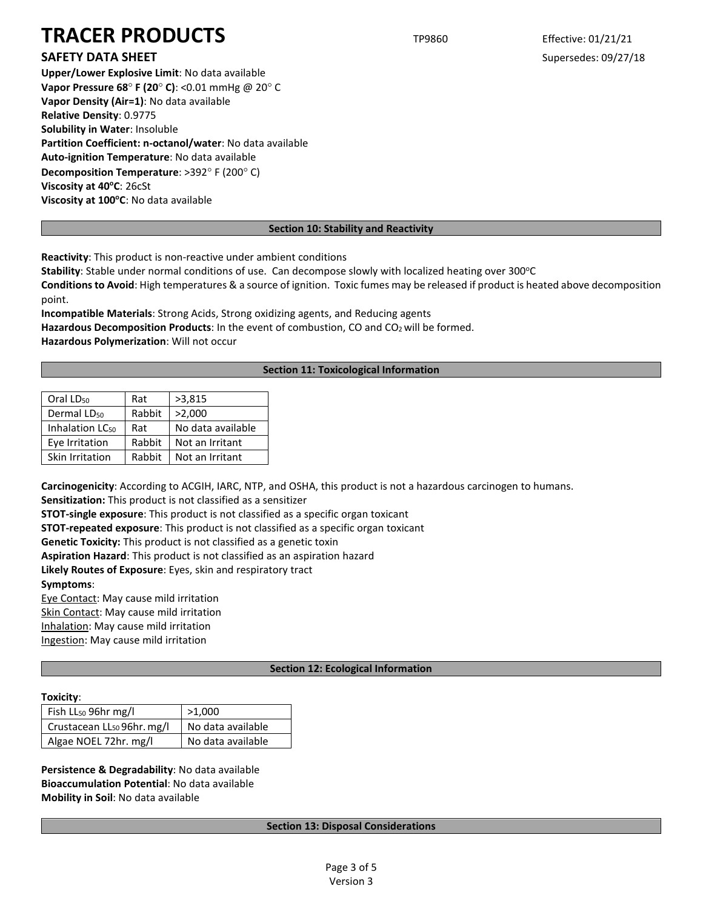**Upper/Lower Explosive Limit**: No data available
**Vapor Pressure 68° F (20° C)**: <0.01 mmHg @ 20° C
**Vapor Density (Air=1)**: No data available
**Relative Density**: 0.9775
**Solubility in Water**: Insoluble
**Partition Coefficient: n-octanol/water**: No data available
**Auto-ignition Temperature**: No data available
**Decomposition Temperature**: >392° F (200° C)
**Viscosity at 40°C**: 26cSt
**Viscosity at 100°C**: No data available

## Section 10: Stability and Reactivity

**Reactivity**: This product is non-reactive under ambient conditions
**Stability**: Stable under normal conditions of use. Can decompose slowly with localized heating over 300°C
**Conditions to Avoid**: High temperatures & a source of ignition. Toxic fumes may be released if product is heated above decomposition point.
**Incompatible Materials**: Strong Acids, Strong oxidizing agents, and Reducing agents
**Hazardous Decomposition Products**: In the event of combustion, CO and $CO_2$ will be formed.
**Hazardous Polymerization**: Will not occur

## Section 11: Toxicological Information

| | | |
|---|---|---|
| Oral $LD_{50}$ | Rat | >3,815 |
| Dermal $LD_{50}$ | Rabbit | >2,000 |
| Inhalation $LC_{50}$ | Rat | No data available |
| Eye Irritation | Rabbit | Not an Irritant |
| Skin Irritation | Rabbit | Not an Irritant |

**Carcinogenicity**: According to ACGIH, IARC, NTP, and OSHA, this product is not a hazardous carcinogen to humans.
**Sensitization:** This product is not classified as a sensitizer
**STOT-single exposure**: This product is not classified as a specific organ toxicant
**STOT-repeated exposure**: This product is not classified as a specific organ toxicant
**Genetic Toxicity:** This product is not classified as a genetic toxin
**Aspiration Hazard**: This product is not classified as an aspiration hazard
**Likely Routes of Exposure**: Eyes, skin and respiratory tract
**Symptoms**:
Eye Contact: May cause mild irritation
Skin Contact: May cause mild irritation
Inhalation: May cause mild irritation
Ingestion: May cause mild irritation

## Section 12: Ecological Information

**Toxicity**:

| | |
|---|---|
| Fish $LL_{50}$ 96hr mg/l | >1,000 |
| Crustacean $LL_{50}$ 96hr. mg/l | No data available |
| Algae NOEL 72hr. mg/l | No data available |

**Persistence & Degradability**: No data available
**Bioaccumulation Potential**: No data available
**Mobility in Soil**: No data available

## Section 13: Disposal Considerations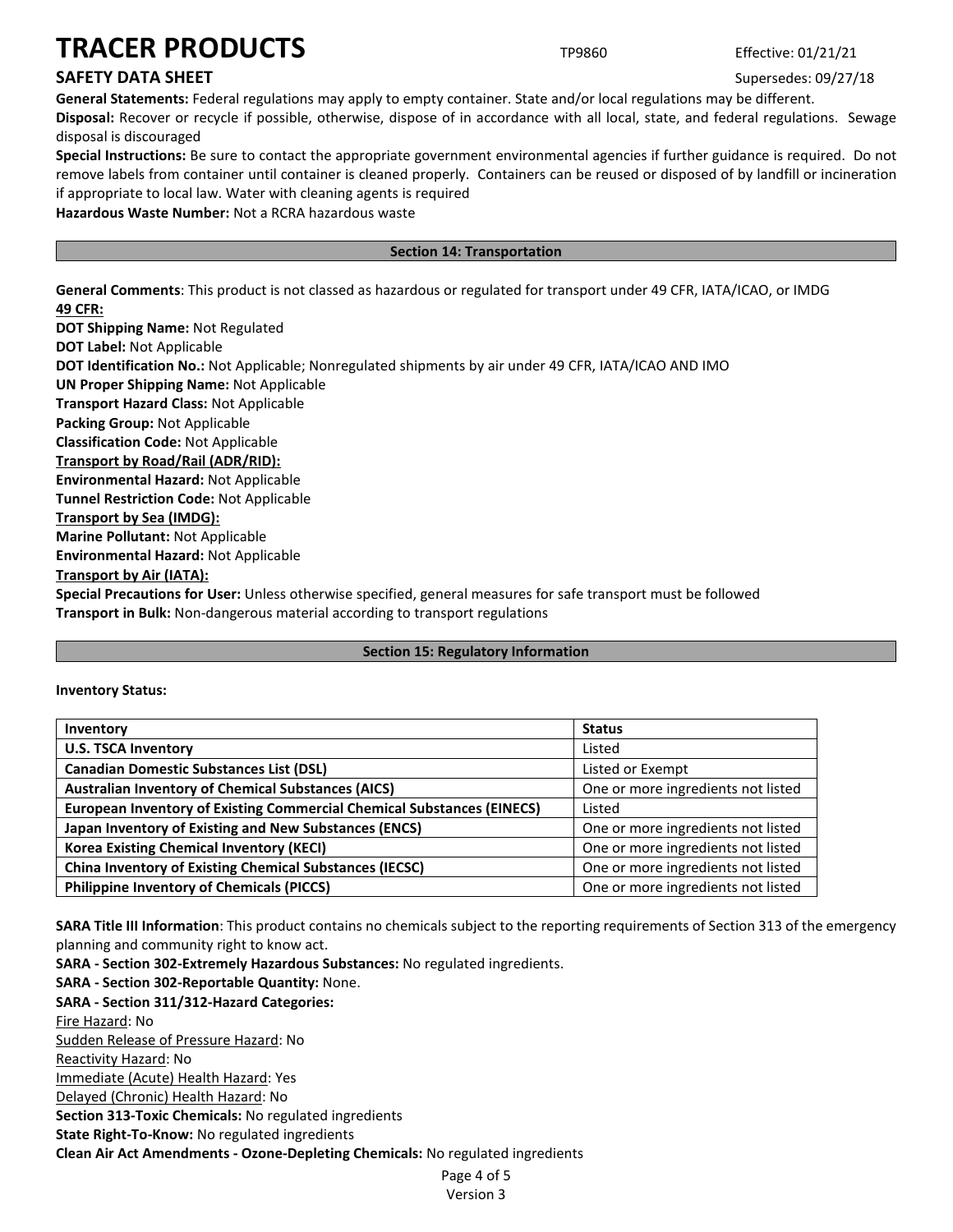**General Statements:** Federal regulations may apply to empty container. State and/or local regulations may be different.

**Disposal:** Recover or recycle if possible, otherwise, dispose of in accordance with all local, state, and federal regulations. Sewage disposal is discouraged

**Special Instructions:** Be sure to contact the appropriate government environmental agencies if further guidance is required. Do not remove labels from container until container is cleaned properly. Containers can be reused or disposed of by landfill or incineration if appropriate to local law. Water with cleaning agents is required

**Hazardous Waste Number:** Not a RCRA hazardous waste

## Section 14: Transportation

**General Comments**: This product is not classed as hazardous or regulated for transport under 49 CFR, IATA/ICAO, or IMDG

**49 CFR:**

**DOT Shipping Name:** Not Regulated

**DOT Label:** Not Applicable

**DOT Identification No.:** Not Applicable; Nonregulated shipments by air under 49 CFR, IATA/ICAO AND IMO

**UN Proper Shipping Name:** Not Applicable

**Transport Hazard Class:** Not Applicable

**Packing Group:** Not Applicable

**Classification Code:** Not Applicable

**Transport by Road/Rail (ADR/RID):**

**Environmental Hazard:** Not Applicable

**Tunnel Restriction Code:** Not Applicable

**Transport by Sea (IMDG):**

**Marine Pollutant:** Not Applicable

**Environmental Hazard:** Not Applicable

**Transport by Air (IATA):**

**Special Precautions for User:** Unless otherwise specified, general measures for safe transport must be followed

**Transport in Bulk:** Non-dangerous material according to transport regulations

## Section 15: Regulatory Information

**Inventory Status:**

| Inventory | Status |
|---|---|
| **U.S. TSCA Inventory** | Listed |
| **Canadian Domestic Substances List (DSL)** | Listed or Exempt |
| **Australian Inventory of Chemical Substances (AICS)** | One or more ingredients not listed |
| **European Inventory of Existing Commercial Chemical Substances (EINECS)** | Listed |
| **Japan Inventory of Existing and New Substances (ENCS)** | One or more ingredients not listed |
| **Korea Existing Chemical Inventory (KECI)** | One or more ingredients not listed |
| **China Inventory of Existing Chemical Substances (IECSC)** | One or more ingredients not listed |
| **Philippine Inventory of Chemicals (PICCS)** | One or more ingredients not listed |

**SARA Title III Information**: This product contains no chemicals subject to the reporting requirements of Section 313 of the emergency planning and community right to know act.

**SARA - Section 302-Extremely Hazardous Substances:** No regulated ingredients.

**SARA - Section 302-Reportable Quantity:** None.

**SARA - Section 311/312-Hazard Categories:**

Fire Hazard: No

Sudden Release of Pressure Hazard: No

Reactivity Hazard: No

Immediate (Acute) Health Hazard: Yes

Delayed (Chronic) Health Hazard: No

**Section 313-Toxic Chemicals:** No regulated ingredients

**State Right-To-Know:** No regulated ingredients

**Clean Air Act Amendments - Ozone-Depleting Chemicals:** No regulated ingredients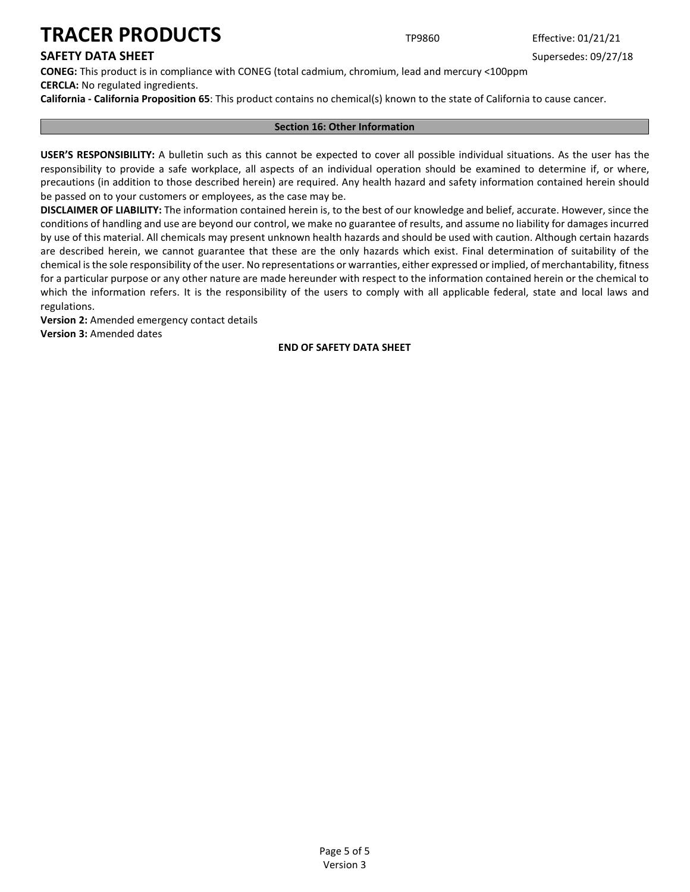**CONEG:** This product is in compliance with CONEG (total cadmium, chromium, lead and mercury <100ppm
**CERCLA:** No regulated ingredients.
**California - California Proposition 65**: This product contains no chemical(s) known to the state of California to cause cancer.

## Section 16: Other Information

**USER'S RESPONSIBILITY:** A bulletin such as this cannot be expected to cover all possible individual situations. As the user has the responsibility to provide a safe workplace, all aspects of an individual operation should be examined to determine if, or where, precautions (in addition to those described herein) are required. Any health hazard and safety information contained herein should be passed on to your customers or employees, as the case may be.
**DISCLAIMER OF LIABILITY:** The information contained herein is, to the best of our knowledge and belief, accurate. However, since the conditions of handling and use are beyond our control, we make no guarantee of results, and assume no liability for damages incurred by use of this material. All chemicals may present unknown health hazards and should be used with caution. Although certain hazards are described herein, we cannot guarantee that these are the only hazards which exist. Final determination of suitability of the chemical is the sole responsibility of the user. No representations or warranties, either expressed or implied, of merchantability, fitness for a particular purpose or any other nature are made hereunder with respect to the information contained herein or the chemical to which the information refers. It is the responsibility of the users to comply with all applicable federal, state and local laws and regulations.
**Version 2:** Amended emergency contact details
**Version 3:** Amended dates

**END OF SAFETY DATA SHEET**